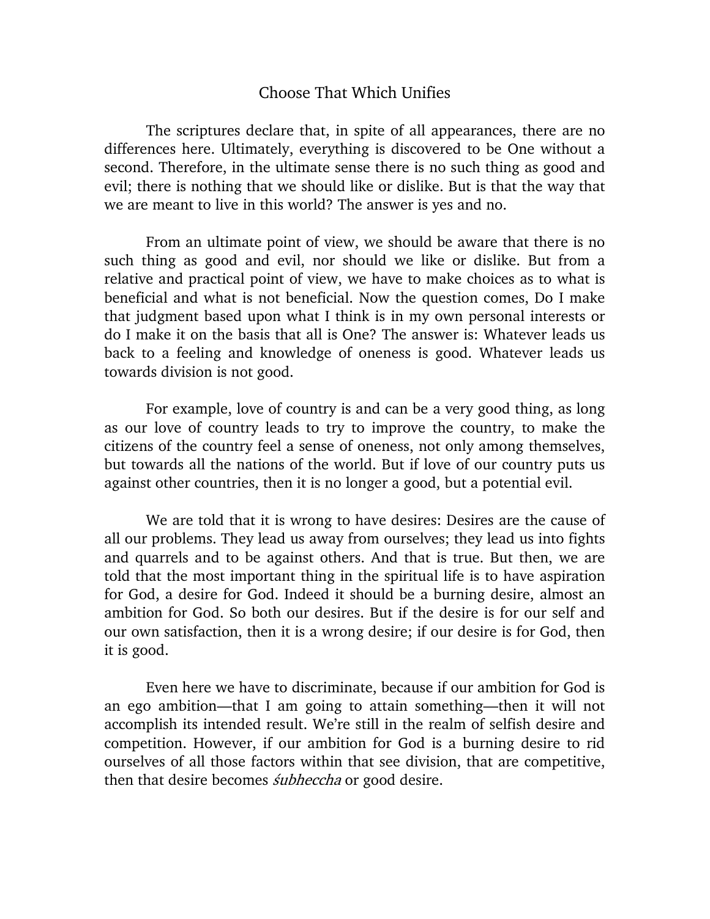# Choose That Which Unifies

The scriptures declare that, in spite of all appearances, there are no differences here. Ultimately, everything is discovered to be One without a second. Therefore, in the ultimate sense there is no such thing as good and evil; there is nothing that we should like or dislike. But is that the way that we are meant to live in this world? The answer is yes and no.

From an ultimate point of view, we should be aware that there is no such thing as good and evil, nor should we like or dislike. But from a relative and practical point of view, we have to make choices as to what is beneficial and what is not beneficial. Now the question comes, Do I make that judgment based upon what I think is in my own personal interests or do I make it on the basis that all is One? The answer is: Whatever leads us back to a feeling and knowledge of oneness is good. Whatever leads us towards division is not good.

For example, love of country is and can be a very good thing, as long as our love of country leads to try to improve the country, to make the citizens of the country feel a sense of oneness, not only among themselves, but towards all the nations of the world. But if love of our country puts us against other countries, then it is no longer a good, but a potential evil.

We are told that it is wrong to have desires: Desires are the cause of all our problems. They lead us away from ourselves; they lead us into fights and quarrels and to be against others. And that is true. But then, we are told that the most important thing in the spiritual life is to have aspiration for God, a desire for God. Indeed it should be a burning desire, almost an ambition for God. So both our desires. But if the desire is for our self and our own satisfaction, then it is a wrong desire; if our desire is for God, then it is good.

Even here we have to discriminate, because if our ambition for God is an ego ambition—that I am going to attain something—then it will not accomplish its intended result. We're still in the realm of selfish desire and competition. However, if our ambition for God is a burning desire to rid ourselves of all those factors within that see division, that are competitive, then that desire becomes *śubheccha* or good desire.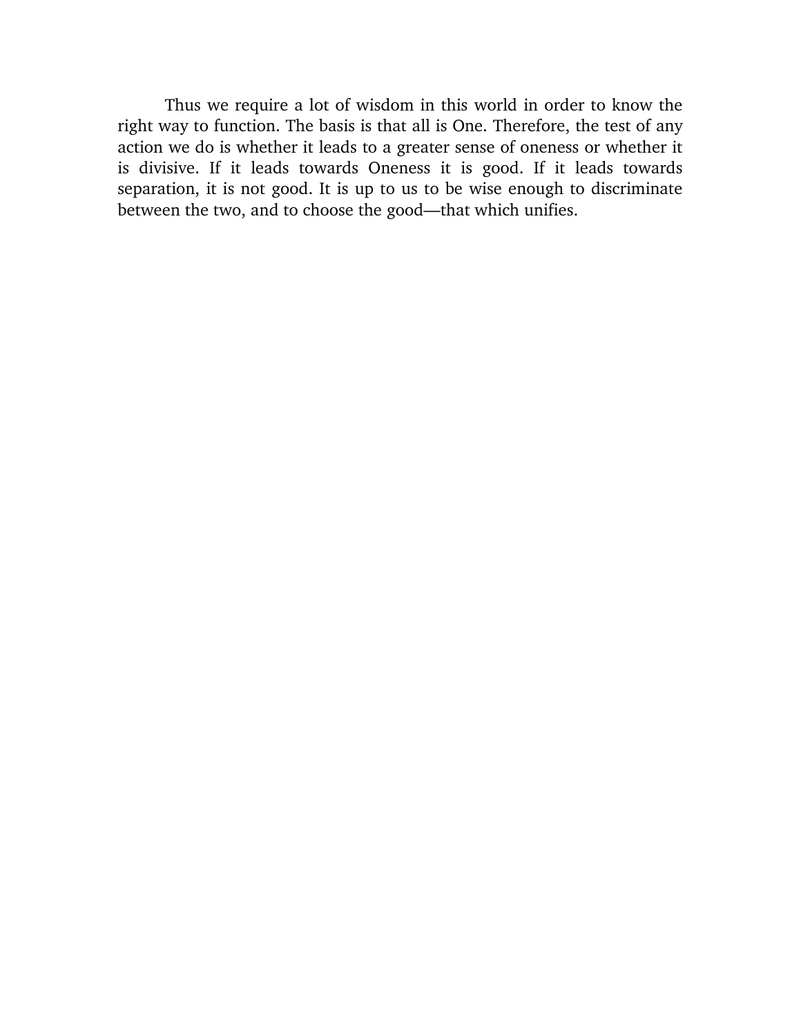Thus we require a lot of wisdom in this world in order to know the right way to function. The basis is that all is One. Therefore, the test of any action we do is whether it leads to a greater sense of oneness or whether it is divisive. If it leads towards Oneness it is good. If it leads towards separation, it is not good. It is up to us to be wise enough to discriminate between the two, and to choose the good—that which unifies.